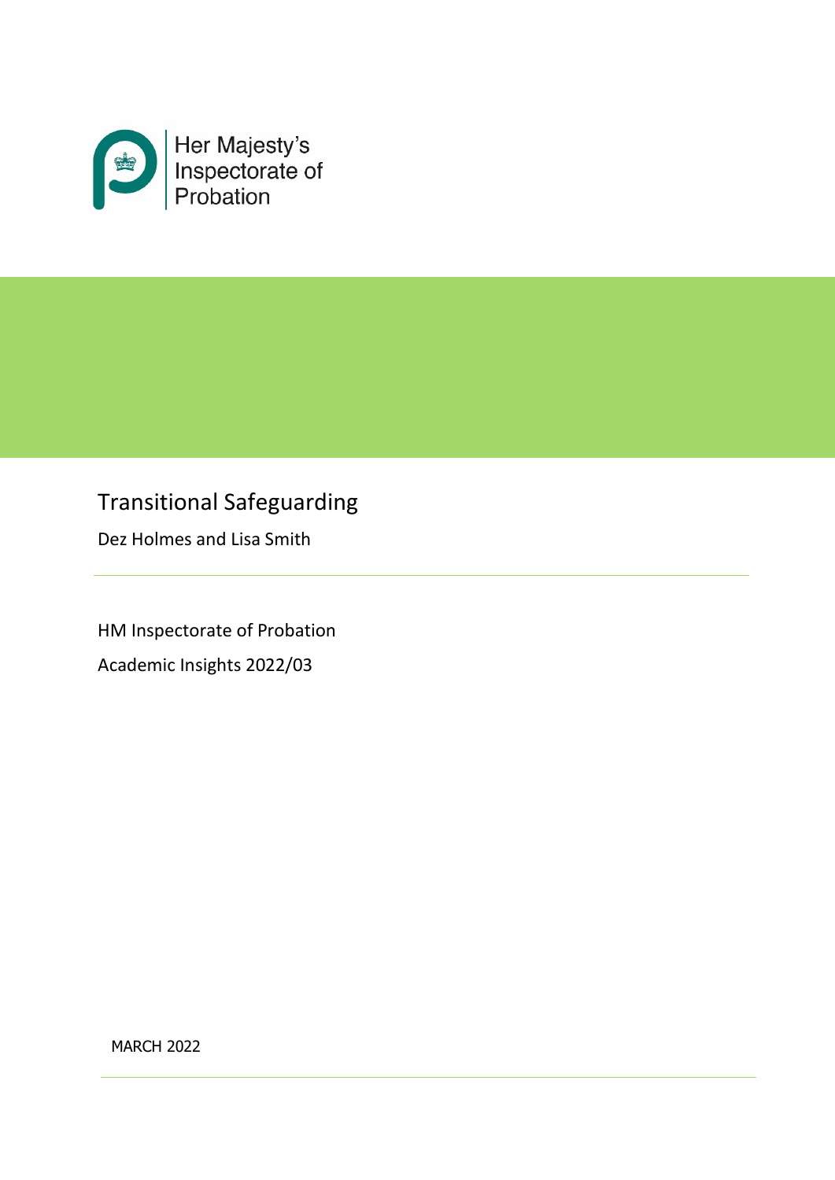Her Majesty's Inspectorate of Probation

# Transitional Safeguarding

Dez Holmes and Lisa Smith

HM Inspectorate of Probation

Academic Insights 2022/03

MARCH 2022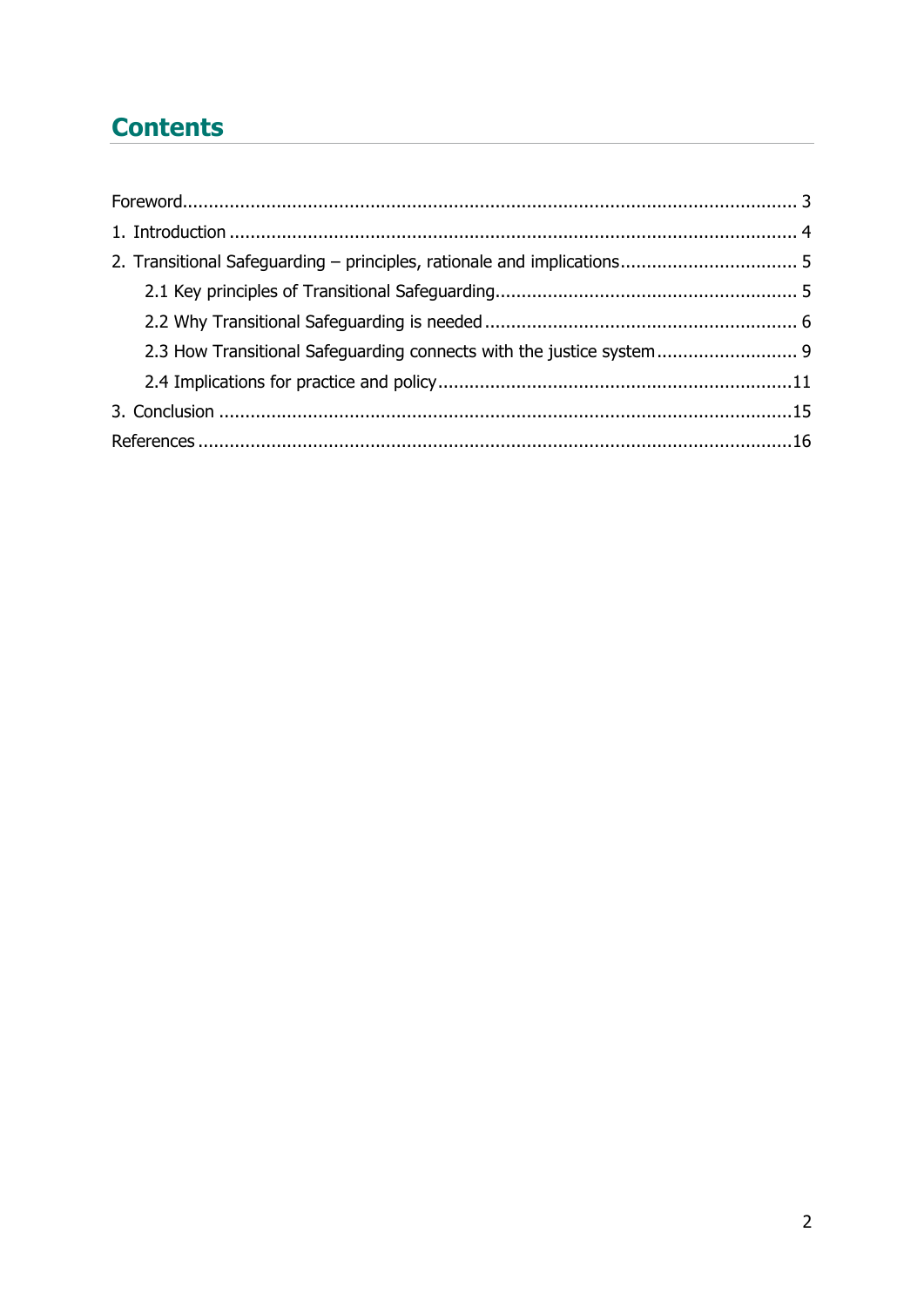# Contents

Foreword ........................................................................................................ 3

1. Introduction ........................................................................................... 4

2. Transitional Safeguarding – principles, rationale and implications ........................... 5

    2.1 Key principles of Transitional Safeguarding ............................................... 5

    2.2 Why Transitional Safeguarding is needed ................................................... 6

    2.3 How Transitional Safeguarding connects with the justice system ..................... 9

    2.4 Implications for practice and policy ......................................................... 11

3. Conclusion ........................................................................................... 15

References ............................................................................................... 16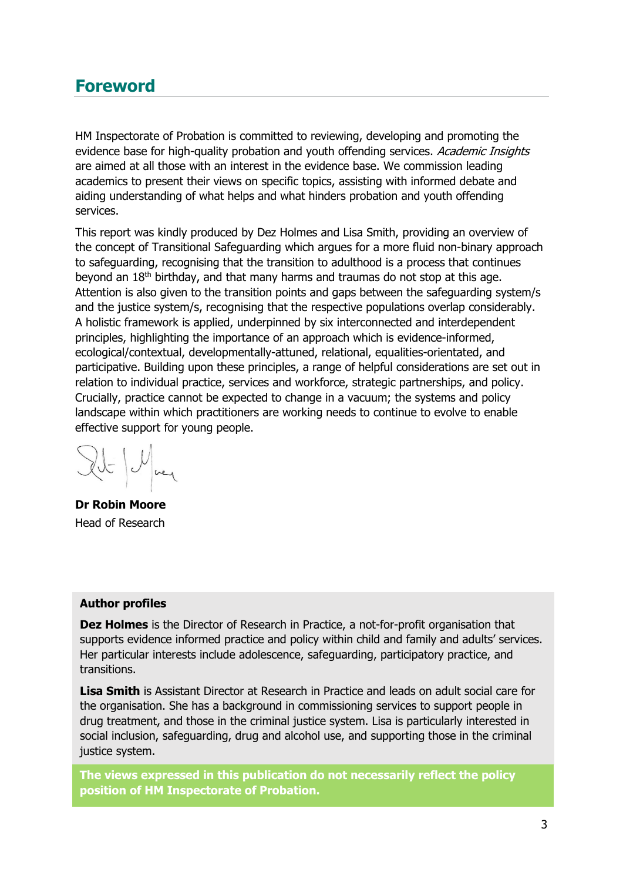## Foreword

HM Inspectorate of Probation is committed to reviewing, developing and promoting the evidence base for high-quality probation and youth offending services. *Academic Insights* are aimed at all those with an interest in the evidence base. We commission leading academics to present their views on specific topics, assisting with informed debate and aiding understanding of what helps and what hinders probation and youth offending services.

This report was kindly produced by Dez Holmes and Lisa Smith, providing an overview of the concept of Transitional Safeguarding which argues for a more fluid non-binary approach to safeguarding, recognising that the transition to adulthood is a process that continues beyond an 18th birthday, and that many harms and traumas do not stop at this age. Attention is also given to the transition points and gaps between the safeguarding system/s and the justice system/s, recognising that the respective populations overlap considerably. A holistic framework is applied, underpinned by six interconnected and interdependent principles, highlighting the importance of an approach which is evidence-informed, ecological/contextual, developmentally-attuned, relational, equalities-orientated, and participative. Building upon these principles, a range of helpful considerations are set out in relation to individual practice, services and workforce, strategic partnerships, and policy. Crucially, practice cannot be expected to change in a vacuum; the systems and policy landscape within which practitioners are working needs to continue to evolve to enable effective support for young people.

**Dr Robin Moore**
Head of Research

**Author profiles**

**Dez Holmes** is the Director of Research in Practice, a not-for-profit organisation that supports evidence informed practice and policy within child and family and adults' services. Her particular interests include adolescence, safeguarding, participatory practice, and transitions.

**Lisa Smith** is Assistant Director at Research in Practice and leads on adult social care for the organisation. She has a background in commissioning services to support people in drug treatment, and those in the criminal justice system. Lisa is particularly interested in social inclusion, safeguarding, drug and alcohol use, and supporting those in the criminal justice system.

**The views expressed in this publication do not necessarily reflect the policy position of HM Inspectorate of Probation.**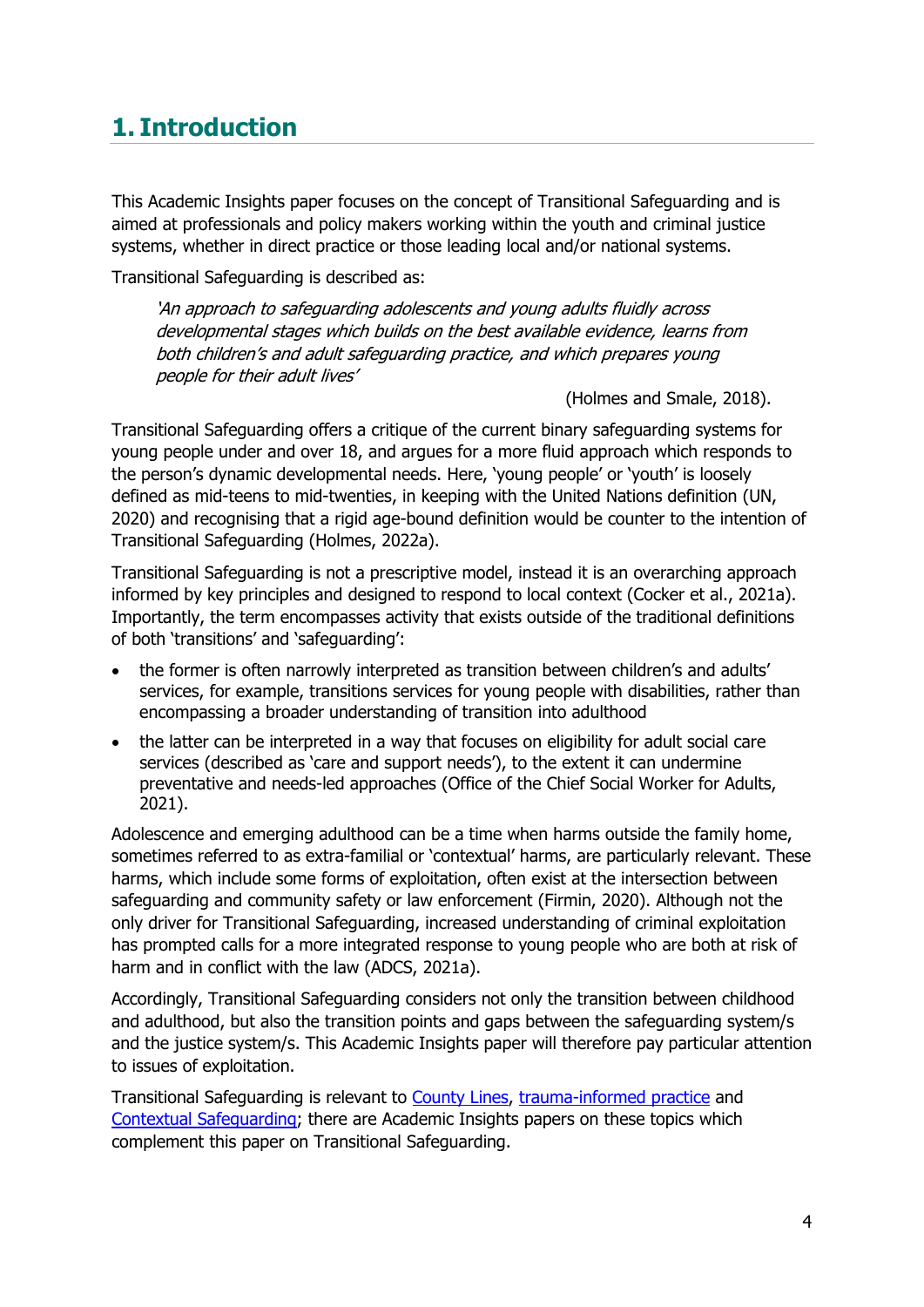# 1. Introduction

This Academic Insights paper focuses on the concept of Transitional Safeguarding and is aimed at professionals and policy makers working within the youth and criminal justice systems, whether in direct practice or those leading local and/or national systems.

Transitional Safeguarding is described as:

> *'An approach to safeguarding adolescents and young adults fluidly across developmental stages which builds on the best available evidence, learns from both children's and adult safeguarding practice, and which prepares young people for their adult lives'*
>
> (Holmes and Smale, 2018).

Transitional Safeguarding offers a critique of the current binary safeguarding systems for young people under and over 18, and argues for a more fluid approach which responds to the person's dynamic developmental needs. Here, 'young people' or 'youth' is loosely defined as mid-teens to mid-twenties, in keeping with the United Nations definition (UN, 2020) and recognising that a rigid age-bound definition would be counter to the intention of Transitional Safeguarding (Holmes, 2022a).

Transitional Safeguarding is not a prescriptive model, instead it is an overarching approach informed by key principles and designed to respond to local context (Cocker et al., 2021a). Importantly, the term encompasses activity that exists outside of the traditional definitions of both 'transitions' and 'safeguarding':

- the former is often narrowly interpreted as transition between children's and adults' services, for example, transitions services for young people with disabilities, rather than encompassing a broader understanding of transition into adulthood
- the latter can be interpreted in a way that focuses on eligibility for adult social care services (described as 'care and support needs'), to the extent it can undermine preventative and needs-led approaches (Office of the Chief Social Worker for Adults, 2021).

Adolescence and emerging adulthood can be a time when harms outside the family home, sometimes referred to as extra-familial or 'contextual' harms, are particularly relevant. These harms, which include some forms of exploitation, often exist at the intersection between safeguarding and community safety or law enforcement (Firmin, 2020). Although not the only driver for Transitional Safeguarding, increased understanding of criminal exploitation has prompted calls for a more integrated response to young people who are both at risk of harm and in conflict with the law (ADCS, 2021a).

Accordingly, Transitional Safeguarding considers not only the transition between childhood and adulthood, but also the transition points and gaps between the safeguarding system/s and the justice system/s. This Academic Insights paper will therefore pay particular attention to issues of exploitation.

Transitional Safeguarding is relevant to County Lines, trauma-informed practice and Contextual Safeguarding; there are Academic Insights papers on these topics which complement this paper on Transitional Safeguarding.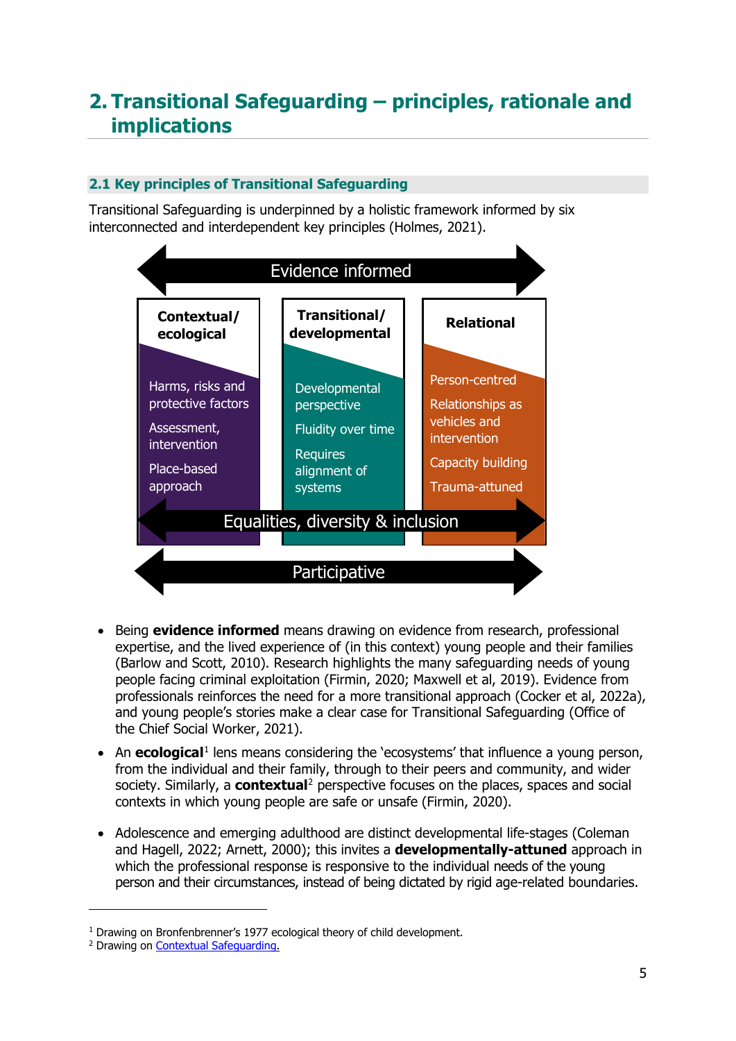# 2. Transitional Safeguarding – principles, rationale and implications

## 2.1 Key principles of Transitional Safeguarding

Transitional Safeguarding is underpinned by a holistic framework informed by six interconnected and interdependent key principles (Holmes, 2021).

Evidence informed

| Contextual/ ecological | Transitional/ developmental | Relational |
|---|---|---|
| Harms, risks and protective factors | Developmental perspective | Person-centred |
| Assessment, intervention | Fluidity over time | Relationships as vehicles and intervention |
| Place-based approach | Requires alignment of systems | Capacity building |
| | | Trauma-attuned |

Equalities, diversity & inclusion

Participative

- Being **evidence informed** means drawing on evidence from research, professional expertise, and the lived experience of (in this context) young people and their families (Barlow and Scott, 2010). Research highlights the many safeguarding needs of young people facing criminal exploitation (Firmin, 2020; Maxwell et al, 2019). Evidence from professionals reinforces the need for a more transitional approach (Cocker et al, 2022a), and young people's stories make a clear case for Transitional Safeguarding (Office of the Chief Social Worker, 2021).
- An **ecological**[1] lens means considering the 'ecosystems' that influence a young person, from the individual and their family, through to their peers and community, and wider society. Similarly, a **contextual**[2] perspective focuses on the places, spaces and social contexts in which young people are safe or unsafe (Firmin, 2020).
- Adolescence and emerging adulthood are distinct developmental life-stages (Coleman and Hagell, 2022; Arnett, 2000); this invites a **developmentally-attuned** approach in which the professional response is responsive to the individual needs of the young person and their circumstances, instead of being dictated by rigid age-related boundaries.

---

[1] Drawing on Bronfenbrenner's 1977 ecological theory of child development.

[2] Drawing on Contextual Safeguarding.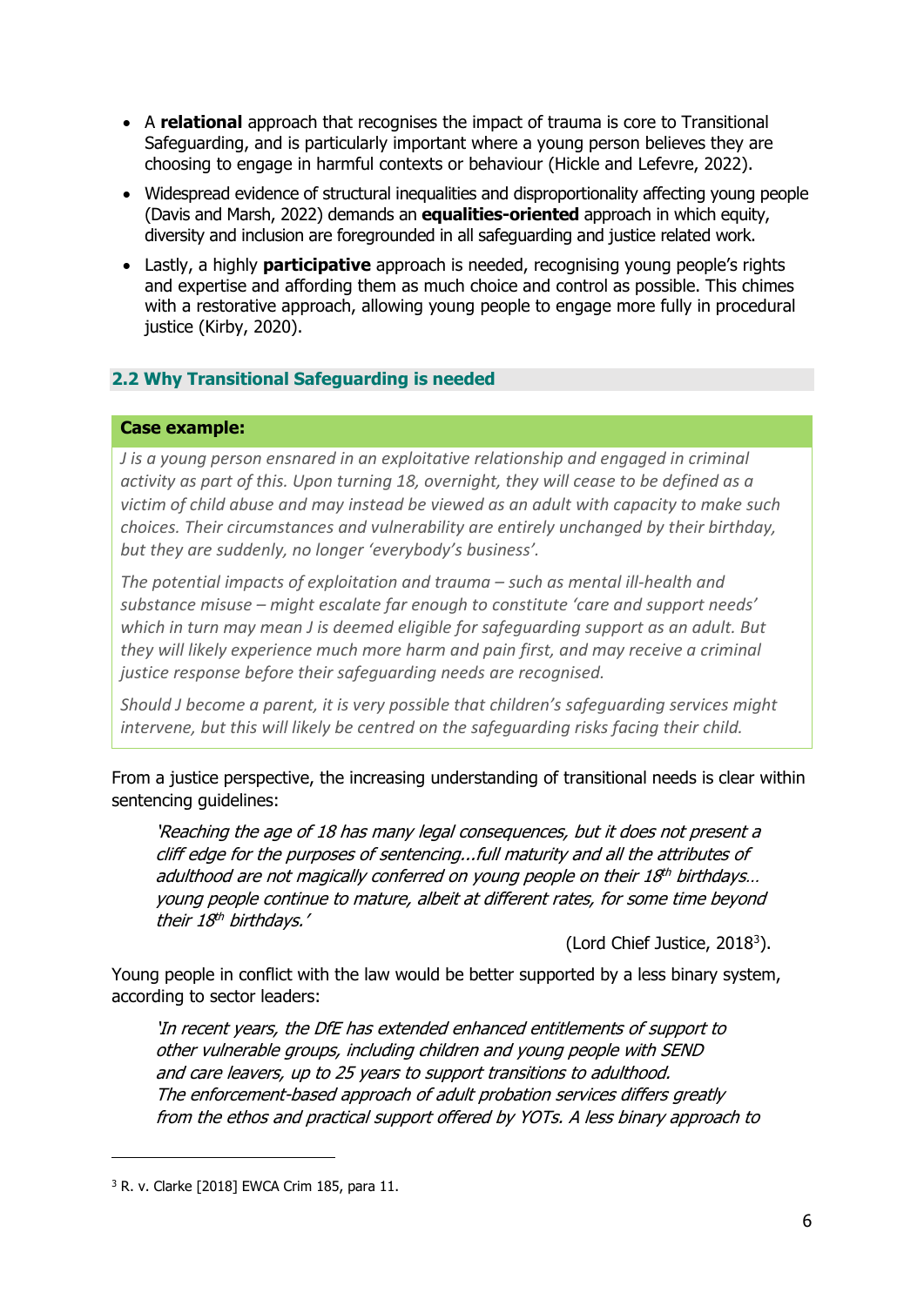- A **relational** approach that recognises the impact of trauma is core to Transitional Safeguarding, and is particularly important where a young person believes they are choosing to engage in harmful contexts or behaviour (Hickle and Lefevre, 2022).
- Widespread evidence of structural inequalities and disproportionality affecting young people (Davis and Marsh, 2022) demands an **equalities-oriented** approach in which equity, diversity and inclusion are foregrounded in all safeguarding and justice related work.
- Lastly, a highly **participative** approach is needed, recognising young people's rights and expertise and affording them as much choice and control as possible. This chimes with a restorative approach, allowing young people to engage more fully in procedural justice (Kirby, 2020).

## 2.2 Why Transitional Safeguarding is needed

> **Case example:**
>
> *J is a young person ensnared in an exploitative relationship and engaged in criminal activity as part of this. Upon turning 18, overnight, they will cease to be defined as a victim of child abuse and may instead be viewed as an adult with capacity to make such choices. Their circumstances and vulnerability are entirely unchanged by their birthday, but they are suddenly, no longer 'everybody's business'.*
>
> *The potential impacts of exploitation and trauma – such as mental ill-health and substance misuse – might escalate far enough to constitute 'care and support needs' which in turn may mean J is deemed eligible for safeguarding support as an adult. But they will likely experience much more harm and pain first, and may receive a criminal justice response before their safeguarding needs are recognised.*
>
> *Should J become a parent, it is very possible that children's safeguarding services might intervene, but this will likely be centred on the safeguarding risks facing their child.*

From a justice perspective, the increasing understanding of transitional needs is clear within sentencing guidelines:

> *'Reaching the age of 18 has many legal consequences, but it does not present a cliff edge for the purposes of sentencing...full maturity and all the attributes of adulthood are not magically conferred on young people on their 18th birthdays… young people continue to mature, albeit at different rates, for some time beyond their 18th birthdays.'*
>
> (Lord Chief Justice, 2018[3]).

Young people in conflict with the law would be better supported by a less binary system, according to sector leaders:

> *'In recent years, the DfE has extended enhanced entitlements of support to other vulnerable groups, including children and young people with SEND and care leavers, up to 25 years to support transitions to adulthood. The enforcement-based approach of adult probation services differs greatly from the ethos and practical support offered by YOTs. A less binary approach to*

[3] R. v. Clarke [2018] EWCA Crim 185, para 11.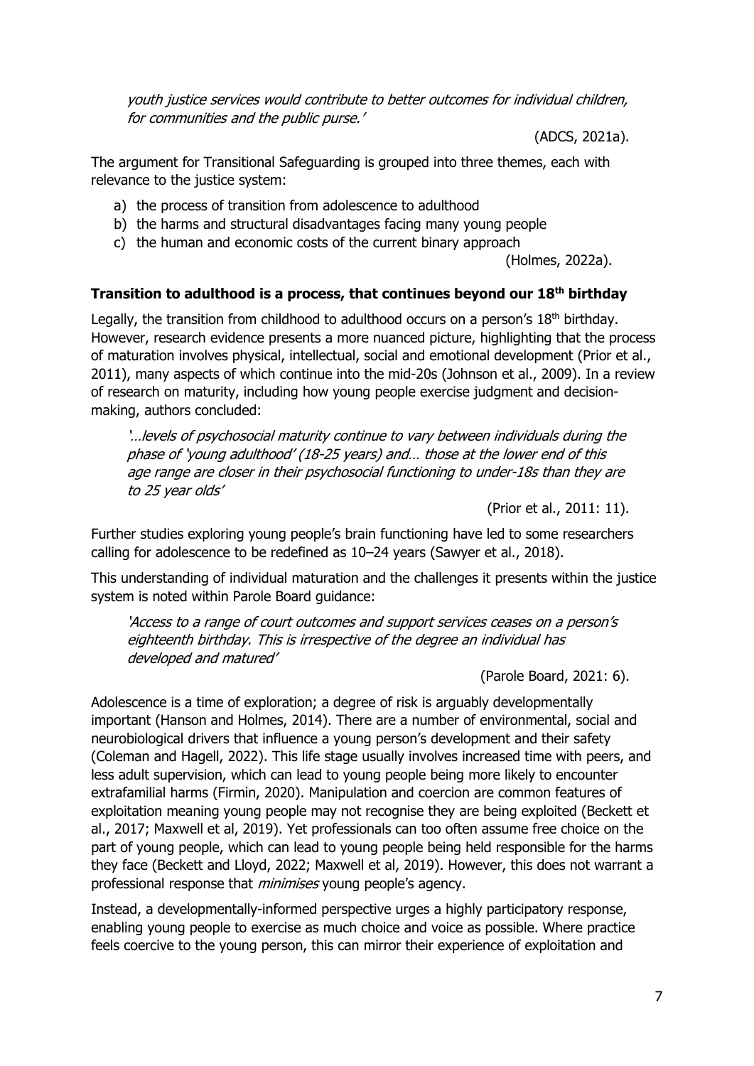*youth justice services would contribute to better outcomes for individual children, for communities and the public purse.'*

(ADCS, 2021a).

The argument for Transitional Safeguarding is grouped into three themes, each with relevance to the justice system:

a) the process of transition from adolescence to adulthood
b) the harms and structural disadvantages facing many young people
c) the human and economic costs of the current binary approach

(Holmes, 2022a).

**Transition to adulthood is a process, that continues beyond our 18th birthday**

Legally, the transition from childhood to adulthood occurs on a person's 18th birthday. However, research evidence presents a more nuanced picture, highlighting that the process of maturation involves physical, intellectual, social and emotional development (Prior et al., 2011), many aspects of which continue into the mid-20s (Johnson et al., 2009). In a review of research on maturity, including how young people exercise judgment and decision-making, authors concluded:

*'…levels of psychosocial maturity continue to vary between individuals during the phase of 'young adulthood' (18-25 years) and… those at the lower end of this age range are closer in their psychosocial functioning to under-18s than they are to 25 year olds'*

(Prior et al., 2011: 11).

Further studies exploring young people's brain functioning have led to some researchers calling for adolescence to be redefined as 10–24 years (Sawyer et al., 2018).

This understanding of individual maturation and the challenges it presents within the justice system is noted within Parole Board guidance:

*'Access to a range of court outcomes and support services ceases on a person's eighteenth birthday. This is irrespective of the degree an individual has developed and matured'*

(Parole Board, 2021: 6).

Adolescence is a time of exploration; a degree of risk is arguably developmentally important (Hanson and Holmes, 2014). There are a number of environmental, social and neurobiological drivers that influence a young person's development and their safety (Coleman and Hagell, 2022). This life stage usually involves increased time with peers, and less adult supervision, which can lead to young people being more likely to encounter extrafamilial harms (Firmin, 2020). Manipulation and coercion are common features of exploitation meaning young people may not recognise they are being exploited (Beckett et al., 2017; Maxwell et al, 2019). Yet professionals can too often assume free choice on the part of young people, which can lead to young people being held responsible for the harms they face (Beckett and Lloyd, 2022; Maxwell et al, 2019). However, this does not warrant a professional response that *minimises* young people's agency.

Instead, a developmentally-informed perspective urges a highly participatory response, enabling young people to exercise as much choice and voice as possible. Where practice feels coercive to the young person, this can mirror their experience of exploitation and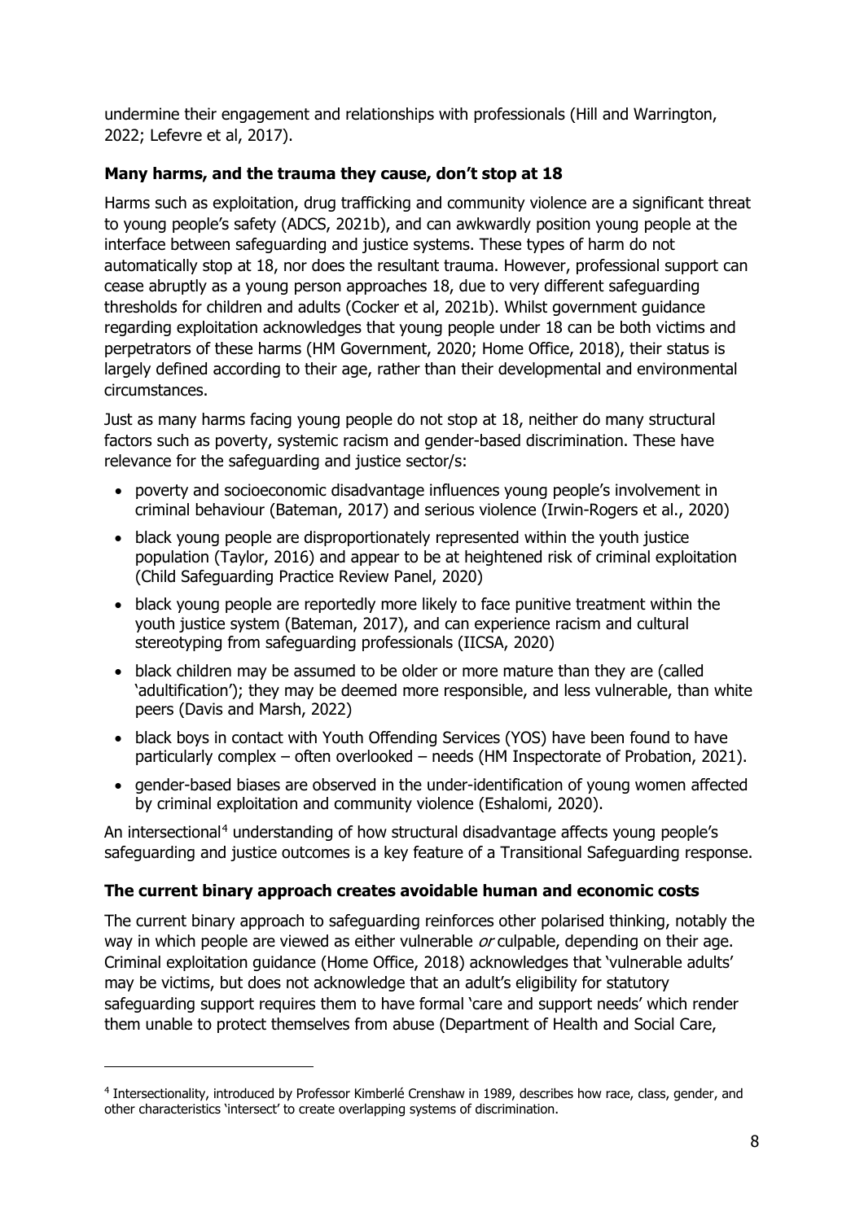undermine their engagement and relationships with professionals (Hill and Warrington, 2022; Lefevre et al, 2017).

### Many harms, and the trauma they cause, don't stop at 18

Harms such as exploitation, drug trafficking and community violence are a significant threat to young people's safety (ADCS, 2021b), and can awkwardly position young people at the interface between safeguarding and justice systems. These types of harm do not automatically stop at 18, nor does the resultant trauma. However, professional support can cease abruptly as a young person approaches 18, due to very different safeguarding thresholds for children and adults (Cocker et al, 2021b). Whilst government guidance regarding exploitation acknowledges that young people under 18 can be both victims and perpetrators of these harms (HM Government, 2020; Home Office, 2018), their status is largely defined according to their age, rather than their developmental and environmental circumstances.

Just as many harms facing young people do not stop at 18, neither do many structural factors such as poverty, systemic racism and gender-based discrimination. These have relevance for the safeguarding and justice sector/s:

- poverty and socioeconomic disadvantage influences young people's involvement in criminal behaviour (Bateman, 2017) and serious violence (Irwin-Rogers et al., 2020)
- black young people are disproportionately represented within the youth justice population (Taylor, 2016) and appear to be at heightened risk of criminal exploitation (Child Safeguarding Practice Review Panel, 2020)
- black young people are reportedly more likely to face punitive treatment within the youth justice system (Bateman, 2017), and can experience racism and cultural stereotyping from safeguarding professionals (IICSA, 2020)
- black children may be assumed to be older or more mature than they are (called 'adultification'); they may be deemed more responsible, and less vulnerable, than white peers (Davis and Marsh, 2022)
- black boys in contact with Youth Offending Services (YOS) have been found to have particularly complex – often overlooked – needs (HM Inspectorate of Probation, 2021).
- gender-based biases are observed in the under-identification of young women affected by criminal exploitation and community violence (Eshalomi, 2020).

An intersectional[4] understanding of how structural disadvantage affects young people's safeguarding and justice outcomes is a key feature of a Transitional Safeguarding response.

### The current binary approach creates avoidable human and economic costs

The current binary approach to safeguarding reinforces other polarised thinking, notably the way in which people are viewed as either vulnerable *or* culpable, depending on their age. Criminal exploitation guidance (Home Office, 2018) acknowledges that 'vulnerable adults' may be victims, but does not acknowledge that an adult's eligibility for statutory safeguarding support requires them to have formal 'care and support needs' which render them unable to protect themselves from abuse (Department of Health and Social Care,

---

[4] Intersectionality, introduced by Professor Kimberlé Crenshaw in 1989, describes how race, class, gender, and other characteristics 'intersect' to create overlapping systems of discrimination.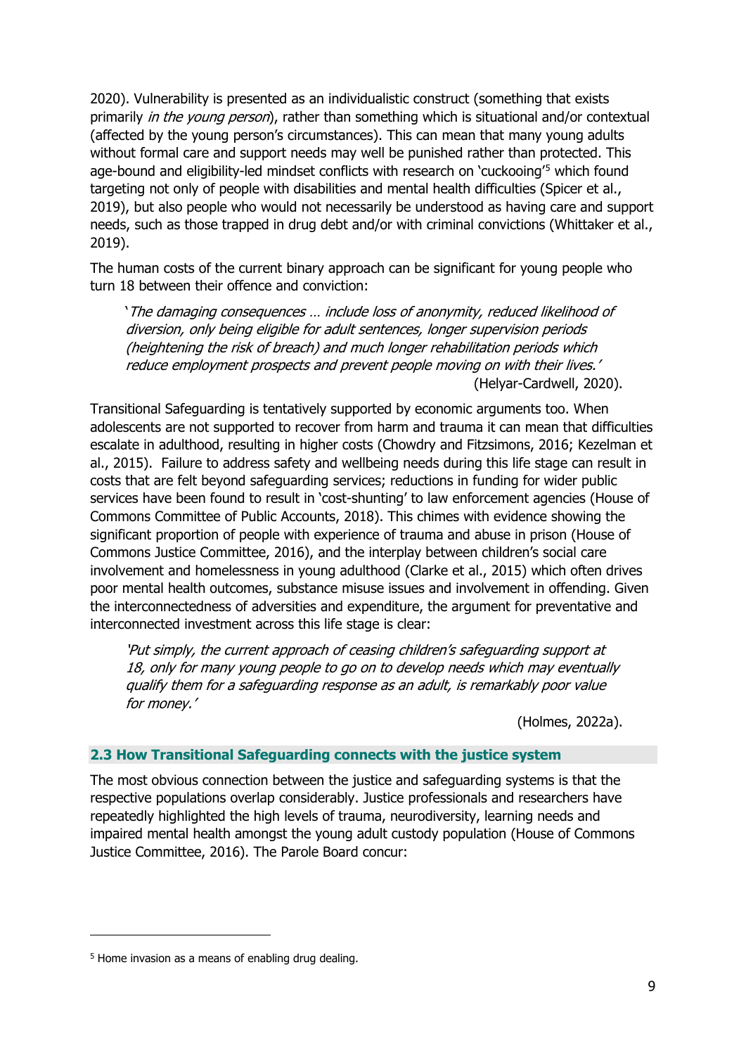2020). Vulnerability is presented as an individualistic construct (something that exists primarily *in the young person*), rather than something which is situational and/or contextual (affected by the young person's circumstances). This can mean that many young adults without formal care and support needs may well be punished rather than protected. This age-bound and eligibility-led mindset conflicts with research on 'cuckooing'[5] which found targeting not only of people with disabilities and mental health difficulties (Spicer et al., 2019), but also people who would not necessarily be understood as having care and support needs, such as those trapped in drug debt and/or with criminal convictions (Whittaker et al., 2019).

The human costs of the current binary approach can be significant for young people who turn 18 between their offence and conviction:

> '*The damaging consequences … include loss of anonymity, reduced likelihood of diversion, only being eligible for adult sentences, longer supervision periods (heightening the risk of breach) and much longer rehabilitation periods which reduce employment prospects and prevent people moving on with their lives.*'
>
> (Helyar-Cardwell, 2020).

Transitional Safeguarding is tentatively supported by economic arguments too. When adolescents are not supported to recover from harm and trauma it can mean that difficulties escalate in adulthood, resulting in higher costs (Chowdry and Fitzsimons, 2016; Kezelman et al., 2015). Failure to address safety and wellbeing needs during this life stage can result in costs that are felt beyond safeguarding services; reductions in funding for wider public services have been found to result in 'cost-shunting' to law enforcement agencies (House of Commons Committee of Public Accounts, 2018). This chimes with evidence showing the significant proportion of people with experience of trauma and abuse in prison (House of Commons Justice Committee, 2016), and the interplay between children's social care involvement and homelessness in young adulthood (Clarke et al., 2015) which often drives poor mental health outcomes, substance misuse issues and involvement in offending. Given the interconnectedness of adversities and expenditure, the argument for preventative and interconnected investment across this life stage is clear:

> '*Put simply, the current approach of ceasing children's safeguarding support at 18, only for many young people to go on to develop needs which may eventually qualify them for a safeguarding response as an adult, is remarkably poor value for money.*'
>
> (Holmes, 2022a).

### 2.3 How Transitional Safeguarding connects with the justice system

The most obvious connection between the justice and safeguarding systems is that the respective populations overlap considerably. Justice professionals and researchers have repeatedly highlighted the high levels of trauma, neurodiversity, learning needs and impaired mental health amongst the young adult custody population (House of Commons Justice Committee, 2016). The Parole Board concur:

---

[5] Home invasion as a means of enabling drug dealing.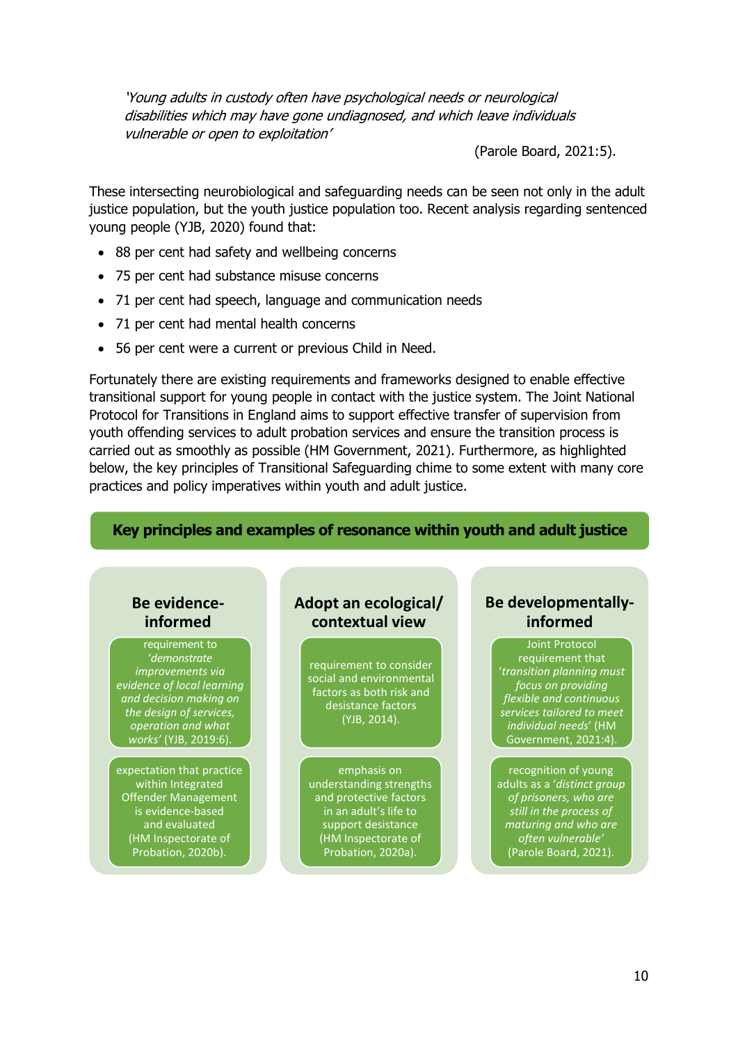*'Young adults in custody often have psychological needs or neurological disabilities which may have gone undiagnosed, and which leave individuals vulnerable or open to exploitation'*

(Parole Board, 2021:5).

These intersecting neurobiological and safeguarding needs can be seen not only in the adult justice population, but the youth justice population too. Recent analysis regarding sentenced young people (YJB, 2020) found that:

- 88 per cent had safety and wellbeing concerns
- 75 per cent had substance misuse concerns
- 71 per cent had speech, language and communication needs
- 71 per cent had mental health concerns
- 56 per cent were a current or previous Child in Need.

Fortunately there are existing requirements and frameworks designed to enable effective transitional support for young people in contact with the justice system. The Joint National Protocol for Transitions in England aims to support effective transfer of supervision from youth offending services to adult probation services and ensure the transition process is carried out as smoothly as possible (HM Government, 2021). Furthermore, as highlighted below, the key principles of Transitional Safeguarding chime to some extent with many core practices and policy imperatives within youth and adult justice.

**Key principles and examples of resonance within youth and adult justice**

**Be evidence-informed**

- requirement to *'demonstrate improvements via evidence of local learning and decision making on the design of services, operation and what works'* (YJB, 2019:6).
- expectation that practice within Integrated Offender Management is evidence-based and evaluated (HM Inspectorate of Probation, 2020b).

**Adopt an ecological/ contextual view**

- requirement to consider social and environmental factors as both risk and desistance factors (YJB, 2014).
- emphasis on understanding strengths and protective factors in an adult's life to support desistance (HM Inspectorate of Probation, 2020a).

**Be developmentally-informed**

- Joint Protocol requirement that *'transition planning must focus on providing flexible and continuous services tailored to meet individual needs'* (HM Government, 2021:4).
- recognition of young adults as a *'distinct group of prisoners, who are still in the process of maturing and who are often vulnerable'* (Parole Board, 2021).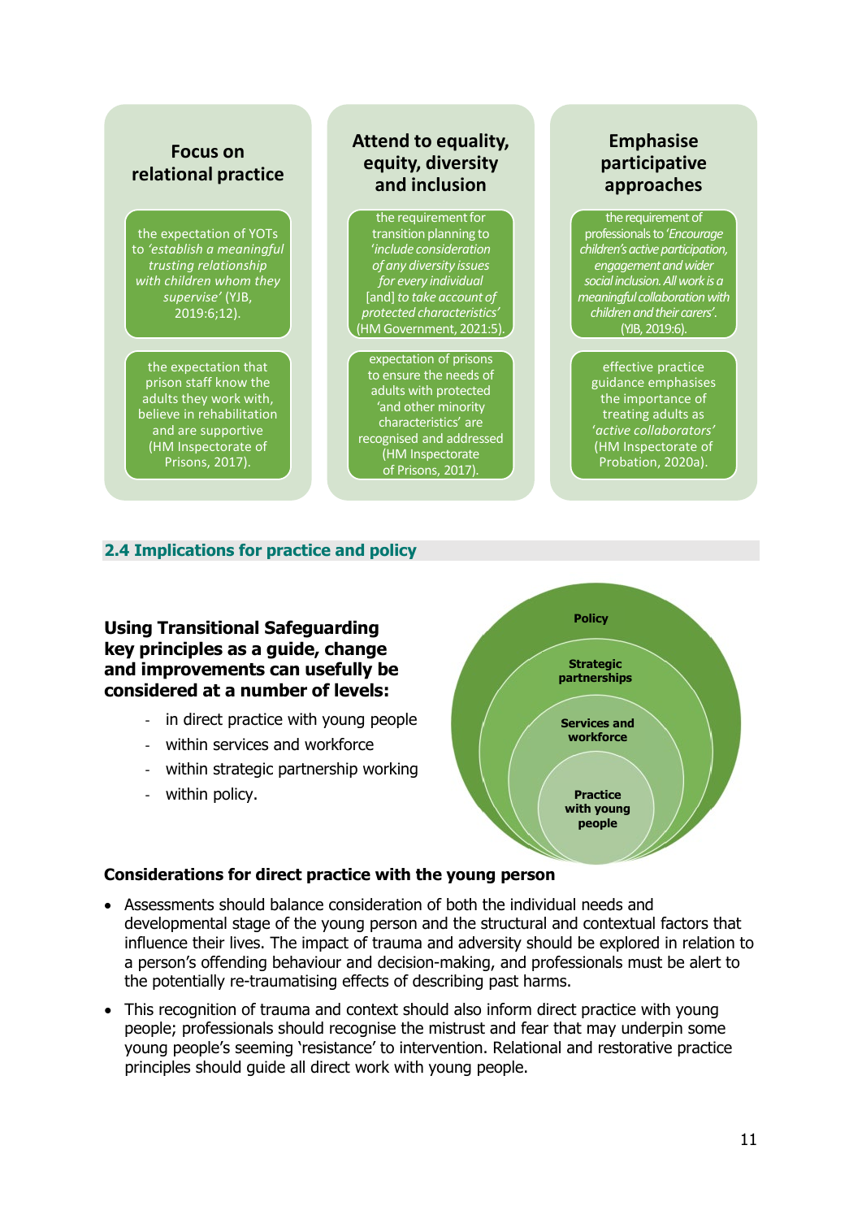**Focus on relational practice**

the expectation of YOTs to *'establish a meaningful trusting relationship with children whom they supervise'* (YJB, 2019:6;12).

the expectation that prison staff know the adults they work with, believe in rehabilitation and are supportive (HM Inspectorate of Prisons, 2017).

**Attend to equality, equity, diversity and inclusion**

the requirement for transition planning to *'include consideration of any diversity issues for every individual* [and] *to take account of protected characteristics'* (HM Government, 2021:5).

expectation of prisons to ensure the needs of adults with protected 'and other minority characteristics' are recognised and addressed (HM Inspectorate of Prisons, 2017).

**Emphasise participative approaches**

the requirement of professionals to *'Encourage children's active participation, engagement and wider social inclusion. All work is a meaningful collaboration with children and their carers'.* (YJB, 2019:6).

effective practice guidance emphasises the importance of treating adults as *'active collaborators'* (HM Inspectorate of Probation, 2020a).

## 2.4 Implications for practice and policy

**Using Transitional Safeguarding key principles as a guide, change and improvements can usefully be considered at a number of levels:**

- in direct practice with young people
- within services and workforce
- within strategic partnership working
- within policy.

Policy

Strategic partnerships

Services and workforce

Practice with young people

**Considerations for direct practice with the young person**

- Assessments should balance consideration of both the individual needs and developmental stage of the young person and the structural and contextual factors that influence their lives. The impact of trauma and adversity should be explored in relation to a person's offending behaviour and decision-making, and professionals must be alert to the potentially re-traumatising effects of describing past harms.
- This recognition of trauma and context should also inform direct practice with young people; professionals should recognise the mistrust and fear that may underpin some young people's seeming 'resistance' to intervention. Relational and restorative practice principles should guide all direct work with young people.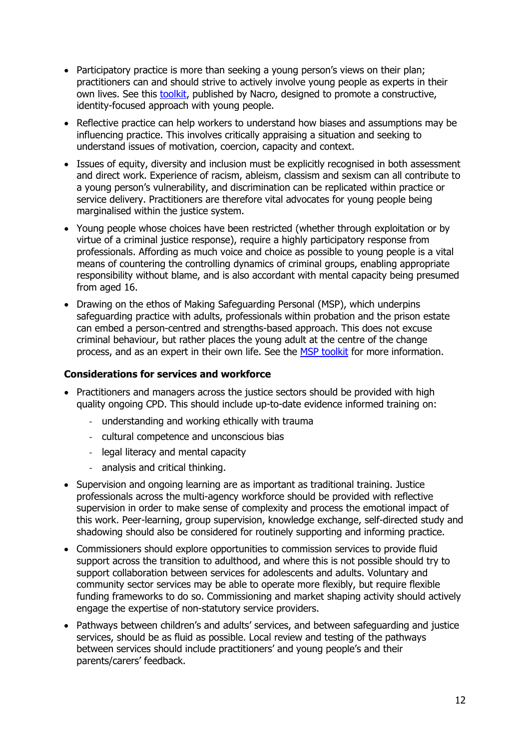- Participatory practice is more than seeking a young person's views on their plan; practitioners can and should strive to actively involve young people as experts in their own lives. See this [toolkit](), published by Nacro, designed to promote a constructive, identity-focused approach with young people.
- Reflective practice can help workers to understand how biases and assumptions may be influencing practice. This involves critically appraising a situation and seeking to understand issues of motivation, coercion, capacity and context.
- Issues of equity, diversity and inclusion must be explicitly recognised in both assessment and direct work. Experience of racism, ableism, classism and sexism can all contribute to a young person's vulnerability, and discrimination can be replicated within practice or service delivery. Practitioners are therefore vital advocates for young people being marginalised within the justice system.
- Young people whose choices have been restricted (whether through exploitation or by virtue of a criminal justice response), require a highly participatory response from professionals. Affording as much voice and choice as possible to young people is a vital means of countering the controlling dynamics of criminal groups, enabling appropriate responsibility without blame, and is also accordant with mental capacity being presumed from aged 16.
- Drawing on the ethos of Making Safeguarding Personal (MSP), which underpins safeguarding practice with adults, professionals within probation and the prison estate can embed a person-centred and strengths-based approach. This does not excuse criminal behaviour, but rather places the young adult at the centre of the change process, and as an expert in their own life. See the [MSP toolkit]() for more information.

**Considerations for services and workforce**

- Practitioners and managers across the justice sectors should be provided with high quality ongoing CPD. This should include up-to-date evidence informed training on:
  - understanding and working ethically with trauma
  - cultural competence and unconscious bias
  - legal literacy and mental capacity
  - analysis and critical thinking.
- Supervision and ongoing learning are as important as traditional training. Justice professionals across the multi-agency workforce should be provided with reflective supervision in order to make sense of complexity and process the emotional impact of this work. Peer-learning, group supervision, knowledge exchange, self-directed study and shadowing should also be considered for routinely supporting and informing practice.
- Commissioners should explore opportunities to commission services to provide fluid support across the transition to adulthood, and where this is not possible should try to support collaboration between services for adolescents and adults. Voluntary and community sector services may be able to operate more flexibly, but require flexible funding frameworks to do so. Commissioning and market shaping activity should actively engage the expertise of non-statutory service providers.
- Pathways between children's and adults' services, and between safeguarding and justice services, should be as fluid as possible. Local review and testing of the pathways between services should include practitioners' and young people's and their parents/carers' feedback.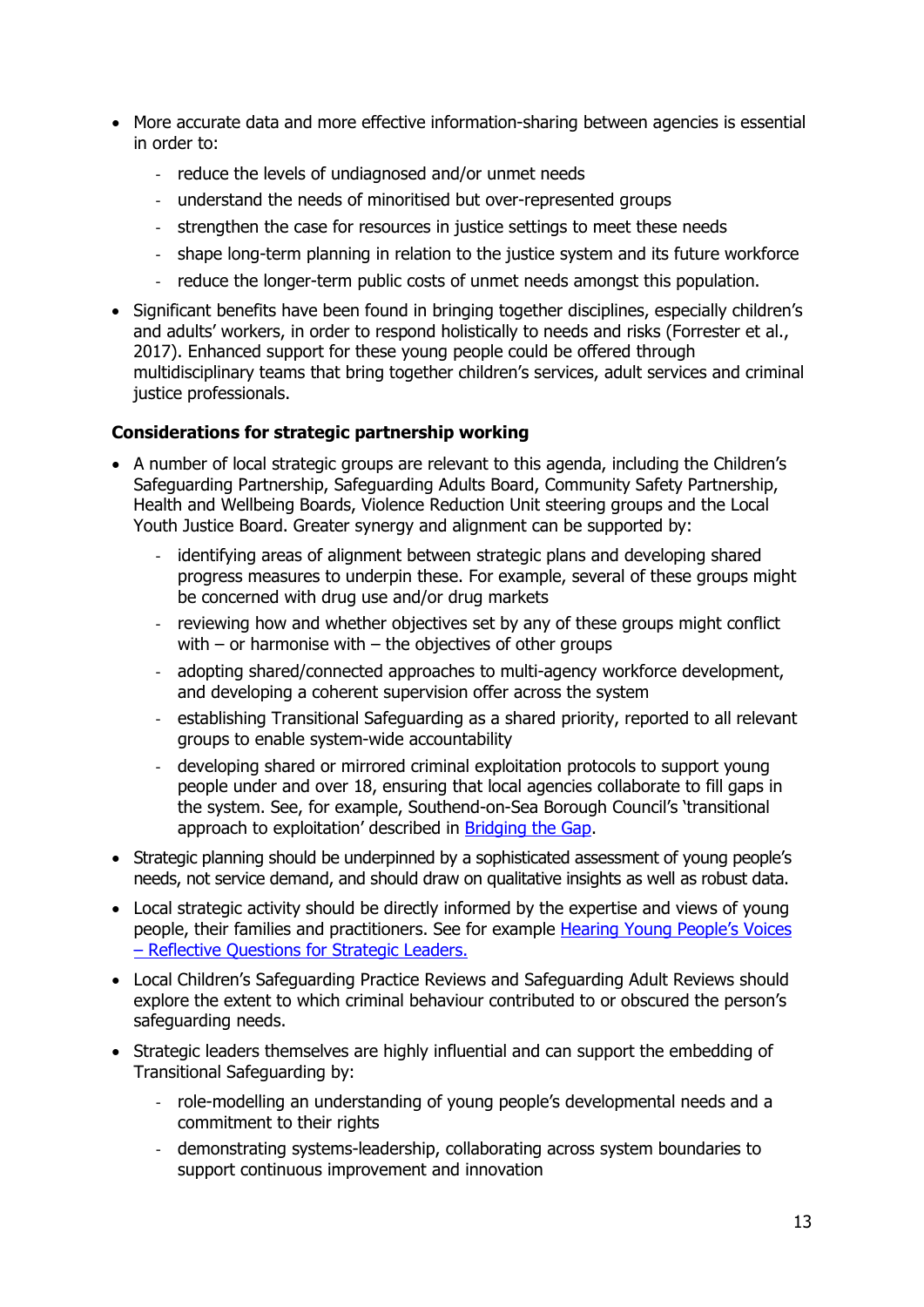- More accurate data and more effective information-sharing between agencies is essential in order to:
  - reduce the levels of undiagnosed and/or unmet needs
  - understand the needs of minoritised but over-represented groups
  - strengthen the case for resources in justice settings to meet these needs
  - shape long-term planning in relation to the justice system and its future workforce
  - reduce the longer-term public costs of unmet needs amongst this population.
- Significant benefits have been found in bringing together disciplines, especially children's and adults' workers, in order to respond holistically to needs and risks (Forrester et al., 2017). Enhanced support for these young people could be offered through multidisciplinary teams that bring together children's services, adult services and criminal justice professionals.

**Considerations for strategic partnership working**

- A number of local strategic groups are relevant to this agenda, including the Children's Safeguarding Partnership, Safeguarding Adults Board, Community Safety Partnership, Health and Wellbeing Boards, Violence Reduction Unit steering groups and the Local Youth Justice Board. Greater synergy and alignment can be supported by:
  - identifying areas of alignment between strategic plans and developing shared progress measures to underpin these. For example, several of these groups might be concerned with drug use and/or drug markets
  - reviewing how and whether objectives set by any of these groups might conflict with – or harmonise with – the objectives of other groups
  - adopting shared/connected approaches to multi-agency workforce development, and developing a coherent supervision offer across the system
  - establishing Transitional Safeguarding as a shared priority, reported to all relevant groups to enable system-wide accountability
  - developing shared or mirrored criminal exploitation protocols to support young people under and over 18, ensuring that local agencies collaborate to fill gaps in the system. See, for example, Southend-on-Sea Borough Council's 'transitional approach to exploitation' described in [Bridging the Gap](#).
- Strategic planning should be underpinned by a sophisticated assessment of young people's needs, not service demand, and should draw on qualitative insights as well as robust data.
- Local strategic activity should be directly informed by the expertise and views of young people, their families and practitioners. See for example [Hearing Young People's Voices – Reflective Questions for Strategic Leaders.](#)
- Local Children's Safeguarding Practice Reviews and Safeguarding Adult Reviews should explore the extent to which criminal behaviour contributed to or obscured the person's safeguarding needs.
- Strategic leaders themselves are highly influential and can support the embedding of Transitional Safeguarding by:
  - role-modelling an understanding of young people's developmental needs and a commitment to their rights
  - demonstrating systems-leadership, collaborating across system boundaries to support continuous improvement and innovation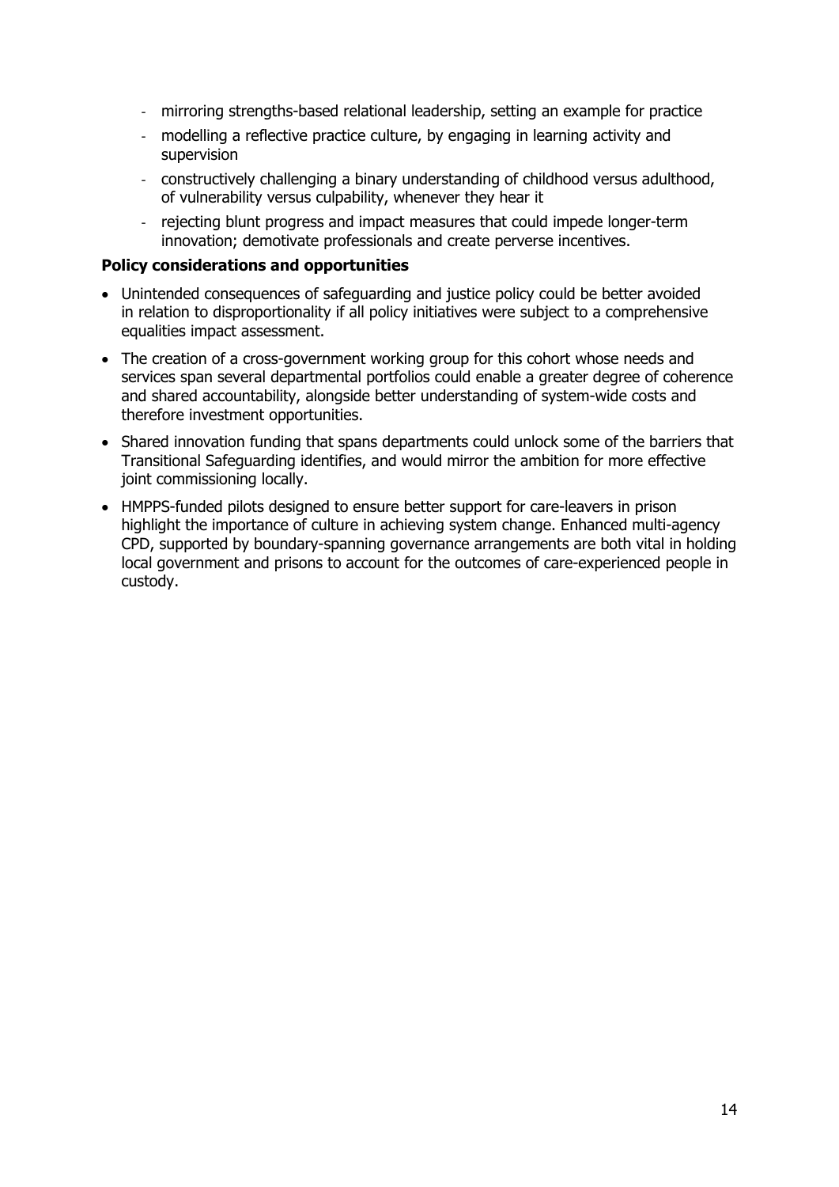- mirroring strengths-based relational leadership, setting an example for practice
- modelling a reflective practice culture, by engaging in learning activity and supervision
- constructively challenging a binary understanding of childhood versus adulthood, of vulnerability versus culpability, whenever they hear it
- rejecting blunt progress and impact measures that could impede longer-term innovation; demotivate professionals and create perverse incentives.

**Policy considerations and opportunities**

- Unintended consequences of safeguarding and justice policy could be better avoided in relation to disproportionality if all policy initiatives were subject to a comprehensive equalities impact assessment.
- The creation of a cross-government working group for this cohort whose needs and services span several departmental portfolios could enable a greater degree of coherence and shared accountability, alongside better understanding of system-wide costs and therefore investment opportunities.
- Shared innovation funding that spans departments could unlock some of the barriers that Transitional Safeguarding identifies, and would mirror the ambition for more effective joint commissioning locally.
- HMPPS-funded pilots designed to ensure better support for care-leavers in prison highlight the importance of culture in achieving system change. Enhanced multi-agency CPD, supported by boundary-spanning governance arrangements are both vital in holding local government and prisons to account for the outcomes of care-experienced people in custody.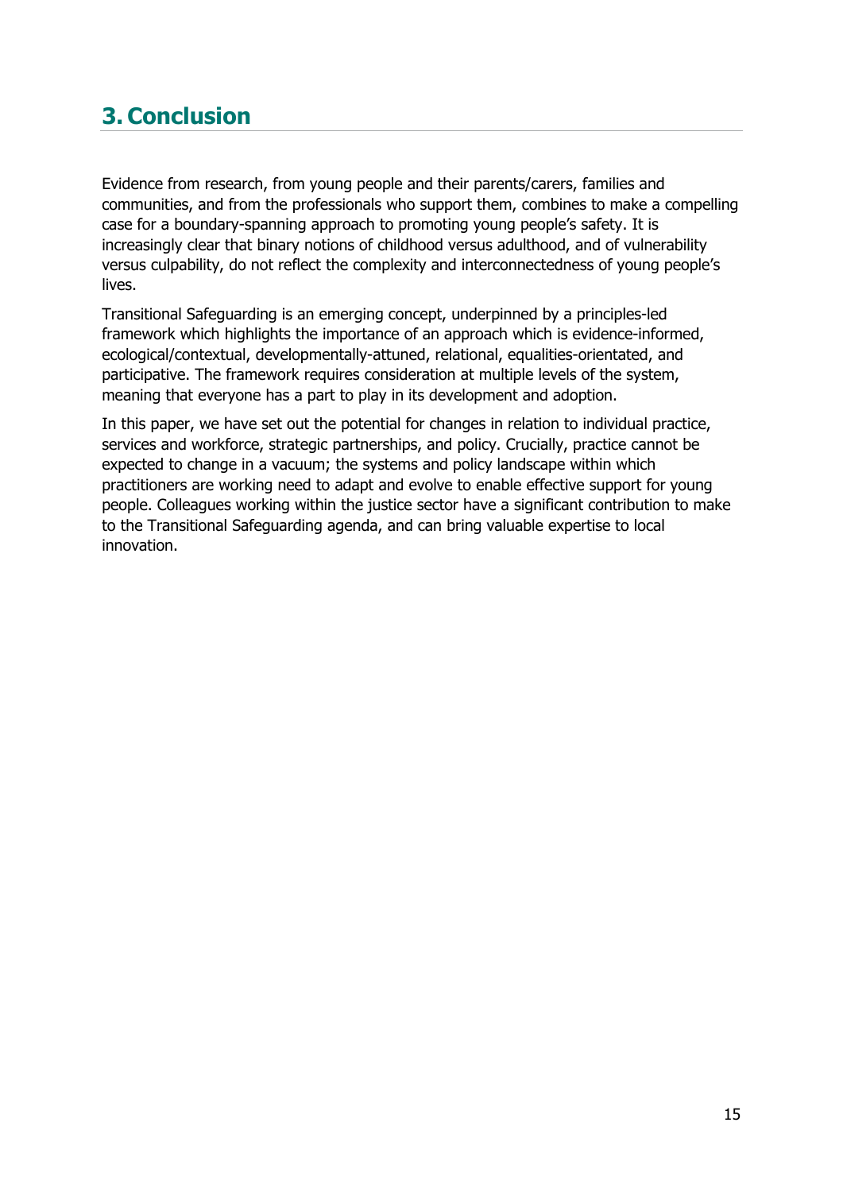# 3. Conclusion

Evidence from research, from young people and their parents/carers, families and communities, and from the professionals who support them, combines to make a compelling case for a boundary-spanning approach to promoting young people's safety. It is increasingly clear that binary notions of childhood versus adulthood, and of vulnerability versus culpability, do not reflect the complexity and interconnectedness of young people's lives.

Transitional Safeguarding is an emerging concept, underpinned by a principles-led framework which highlights the importance of an approach which is evidence-informed, ecological/contextual, developmentally-attuned, relational, equalities-orientated, and participative. The framework requires consideration at multiple levels of the system, meaning that everyone has a part to play in its development and adoption.

In this paper, we have set out the potential for changes in relation to individual practice, services and workforce, strategic partnerships, and policy. Crucially, practice cannot be expected to change in a vacuum; the systems and policy landscape within which practitioners are working need to adapt and evolve to enable effective support for young people. Colleagues working within the justice sector have a significant contribution to make to the Transitional Safeguarding agenda, and can bring valuable expertise to local innovation.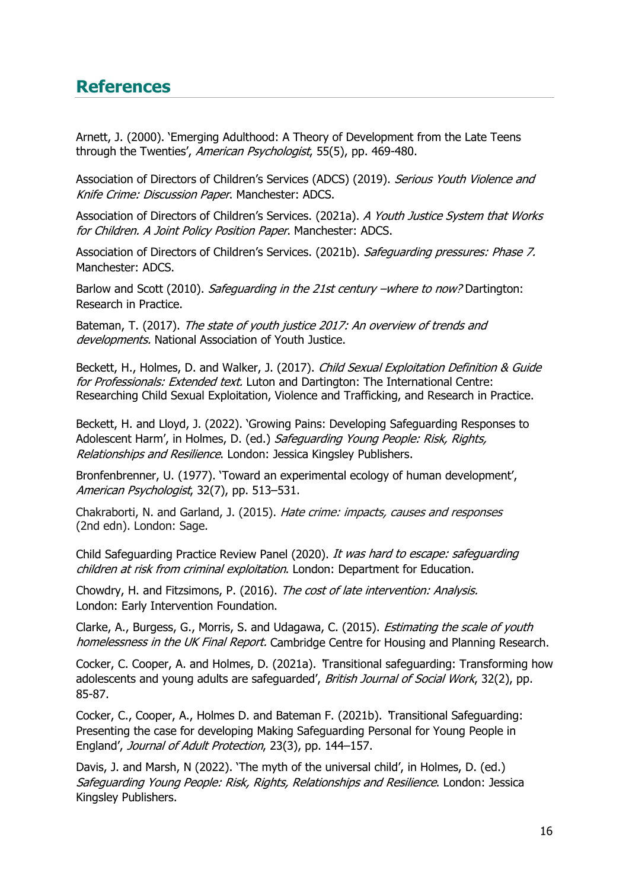## References

Arnett, J. (2000). 'Emerging Adulthood: A Theory of Development from the Late Teens through the Twenties', *American Psychologist*, 55(5), pp. 469-480.

Association of Directors of Children's Services (ADCS) (2019). *Serious Youth Violence and Knife Crime: Discussion Paper*. Manchester: ADCS.

Association of Directors of Children's Services. (2021a). *A Youth Justice System that Works for Children. A Joint Policy Position Paper*. Manchester: ADCS.

Association of Directors of Children's Services. (2021b). *Safeguarding pressures: Phase 7.* Manchester: ADCS.

Barlow and Scott (2010). *Safeguarding in the 21st century –where to now?* Dartington: Research in Practice.

Bateman, T. (2017). *The state of youth justice 2017: An overview of trends and developments.* National Association of Youth Justice.

Beckett, H., Holmes, D. and Walker, J. (2017). *Child Sexual Exploitation Definition & Guide for Professionals: Extended text.* Luton and Dartington: The International Centre: Researching Child Sexual Exploitation, Violence and Trafficking, and Research in Practice.

Beckett, H. and Lloyd, J. (2022). 'Growing Pains: Developing Safeguarding Responses to Adolescent Harm', in Holmes, D. (ed.) *Safeguarding Young People: Risk, Rights, Relationships and Resilience*. London: Jessica Kingsley Publishers.

Bronfenbrenner, U. (1977). 'Toward an experimental ecology of human development', *American Psychologist*, 32(7), pp. 513–531.

Chakraborti, N. and Garland, J. (2015). *Hate crime: impacts, causes and responses* (2nd edn). London: Sage.

Child Safeguarding Practice Review Panel (2020). *It was hard to escape: safeguarding children at risk from criminal exploitation*. London: Department for Education.

Chowdry, H. and Fitzsimons, P. (2016). *The cost of late intervention: Analysis.* London: Early Intervention Foundation.

Clarke, A., Burgess, G., Morris, S. and Udagawa, C. (2015). *Estimating the scale of youth homelessness in the UK Final Report.* Cambridge Centre for Housing and Planning Research.

Cocker, C. Cooper, A. and Holmes, D. (2021a). 'Transitional safeguarding: Transforming how adolescents and young adults are safeguarded', *British Journal of Social Work*, 32(2), pp. 85-87.

Cocker, C., Cooper, A., Holmes D. and Bateman F. (2021b). 'Transitional Safeguarding: Presenting the case for developing Making Safeguarding Personal for Young People in England', *Journal of Adult Protection*, 23(3), pp. 144–157.

Davis, J. and Marsh, N (2022). 'The myth of the universal child', in Holmes, D. (ed.) *Safeguarding Young People: Risk, Rights, Relationships and Resilience*. London: Jessica Kingsley Publishers.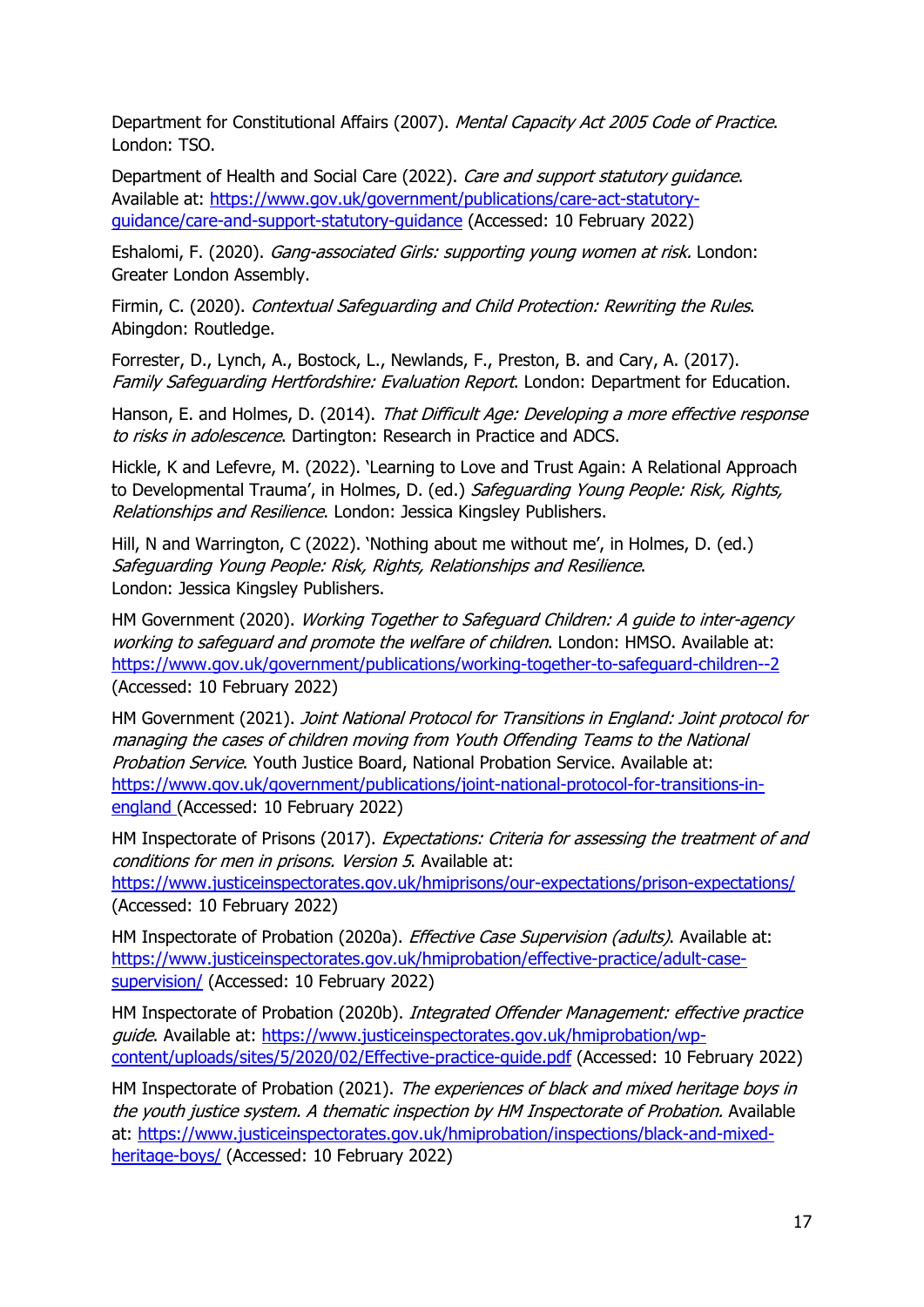Department for Constitutional Affairs (2007). *Mental Capacity Act 2005 Code of Practice*. London: TSO.

Department of Health and Social Care (2022). *Care and support statutory guidance*. Available at: [https://www.gov.uk/government/publications/care-act-statutory-guidance/care-and-support-statutory-guidance](https://www.gov.uk/government/publications/care-act-statutory-guidance/care-and-support-statutory-guidance) (Accessed: 10 February 2022)

Eshalomi, F. (2020). *Gang-associated Girls: supporting young women at risk.* London: Greater London Assembly.

Firmin, C. (2020). *Contextual Safeguarding and Child Protection: Rewriting the Rules*. Abingdon: Routledge.

Forrester, D., Lynch, A., Bostock, L., Newlands, F., Preston, B. and Cary, A. (2017). *Family Safeguarding Hertfordshire: Evaluation Report*. London: Department for Education.

Hanson, E. and Holmes, D. (2014). *That Difficult Age: Developing a more effective response to risks in adolescence*. Dartington: Research in Practice and ADCS.

Hickle, K and Lefevre, M. (2022). 'Learning to Love and Trust Again: A Relational Approach to Developmental Trauma', in Holmes, D. (ed.) *Safeguarding Young People: Risk, Rights, Relationships and Resilience*. London: Jessica Kingsley Publishers.

Hill, N and Warrington, C (2022). 'Nothing about me without me', in Holmes, D. (ed.) *Safeguarding Young People: Risk, Rights, Relationships and Resilience*. London: Jessica Kingsley Publishers.

HM Government (2020). *Working Together to Safeguard Children: A guide to inter-agency working to safeguard and promote the welfare of children*. London: HMSO. Available at: [https://www.gov.uk/government/publications/working-together-to-safeguard-children--2](https://www.gov.uk/government/publications/working-together-to-safeguard-children--2) (Accessed: 10 February 2022)

HM Government (2021). *Joint National Protocol for Transitions in England: Joint protocol for managing the cases of children moving from Youth Offending Teams to the National Probation Service*. Youth Justice Board, National Probation Service. Available at: [https://www.gov.uk/government/publications/joint-national-protocol-for-transitions-in-england](https://www.gov.uk/government/publications/joint-national-protocol-for-transitions-in-england) (Accessed: 10 February 2022)

HM Inspectorate of Prisons (2017). *Expectations: Criteria for assessing the treatment of and conditions for men in prisons. Version 5*. Available at: [https://www.justiceinspectorates.gov.uk/hmiprisons/our-expectations/prison-expectations/](https://www.justiceinspectorates.gov.uk/hmiprisons/our-expectations/prison-expectations/) (Accessed: 10 February 2022)

HM Inspectorate of Probation (2020a). *Effective Case Supervision (adults)*. Available at: [https://www.justiceinspectorates.gov.uk/hmiprobation/effective-practice/adult-case-supervision/](https://www.justiceinspectorates.gov.uk/hmiprobation/effective-practice/adult-case-supervision/) (Accessed: 10 February 2022)

HM Inspectorate of Probation (2020b). *Integrated Offender Management: effective practice guide*. Available at: [https://www.justiceinspectorates.gov.uk/hmiprobation/wp-content/uploads/sites/5/2020/02/Effective-practice-guide.pdf](https://www.justiceinspectorates.gov.uk/hmiprobation/wp-content/uploads/sites/5/2020/02/Effective-practice-guide.pdf) (Accessed: 10 February 2022)

HM Inspectorate of Probation (2021). *The experiences of black and mixed heritage boys in the youth justice system. A thematic inspection by HM Inspectorate of Probation.* Available at: [https://www.justiceinspectorates.gov.uk/hmiprobation/inspections/black-and-mixed-heritage-boys/](https://www.justiceinspectorates.gov.uk/hmiprobation/inspections/black-and-mixed-heritage-boys/) (Accessed: 10 February 2022)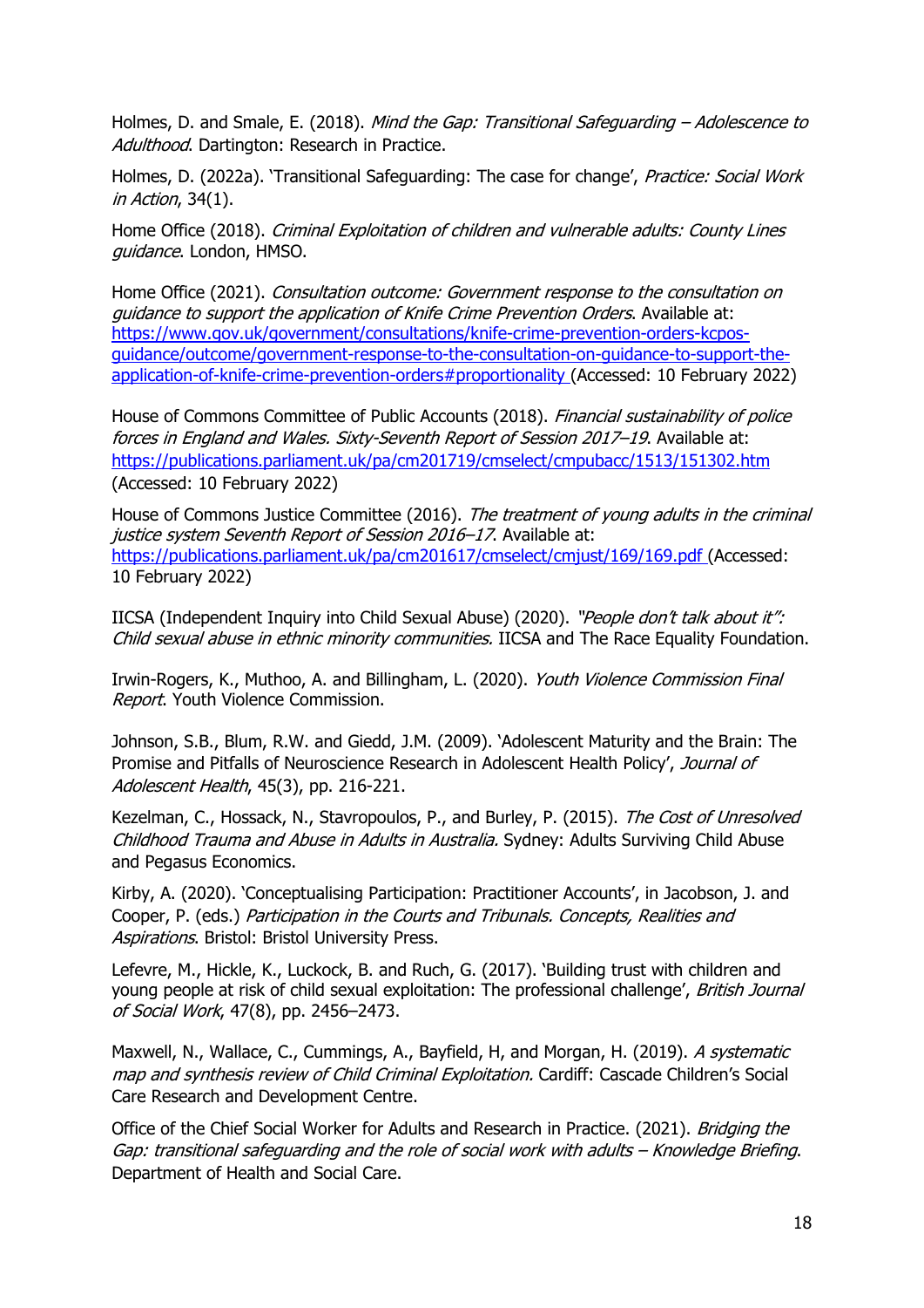Holmes, D. and Smale, E. (2018). *Mind the Gap: Transitional Safeguarding – Adolescence to Adulthood*. Dartington: Research in Practice.

Holmes, D. (2022a). 'Transitional Safeguarding: The case for change', *Practice: Social Work in Action*, 34(1).

Home Office (2018). *Criminal Exploitation of children and vulnerable adults: County Lines guidance*. London, HMSO.

Home Office (2021). *Consultation outcome: Government response to the consultation on guidance to support the application of Knife Crime Prevention Orders*. Available at: https://www.gov.uk/government/consultations/knife-crime-prevention-orders-kcpos-guidance/outcome/government-response-to-the-consultation-on-guidance-to-support-the-application-of-knife-crime-prevention-orders#proportionality (Accessed: 10 February 2022)

House of Commons Committee of Public Accounts (2018). *Financial sustainability of police forces in England and Wales. Sixty-Seventh Report of Session 2017–19*. Available at: https://publications.parliament.uk/pa/cm201719/cmselect/cmpubacc/1513/151302.htm (Accessed: 10 February 2022)

House of Commons Justice Committee (2016). *The treatment of young adults in the criminal justice system Seventh Report of Session 2016–17*. Available at: https://publications.parliament.uk/pa/cm201617/cmselect/cmjust/169/169.pdf (Accessed: 10 February 2022)

IICSA (Independent Inquiry into Child Sexual Abuse) (2020). *"People don't talk about it": Child sexual abuse in ethnic minority communities.* IICSA and The Race Equality Foundation.

Irwin-Rogers, K., Muthoo, A. and Billingham, L. (2020). *Youth Violence Commission Final Report*. Youth Violence Commission.

Johnson, S.B., Blum, R.W. and Giedd, J.M. (2009). 'Adolescent Maturity and the Brain: The Promise and Pitfalls of Neuroscience Research in Adolescent Health Policy', *Journal of Adolescent Health*, 45(3), pp. 216-221.

Kezelman, C., Hossack, N., Stavropoulos, P., and Burley, P. (2015). *The Cost of Unresolved Childhood Trauma and Abuse in Adults in Australia.* Sydney: Adults Surviving Child Abuse and Pegasus Economics.

Kirby, A. (2020). 'Conceptualising Participation: Practitioner Accounts', in Jacobson, J. and Cooper, P. (eds.) *Participation in the Courts and Tribunals. Concepts, Realities and Aspirations*. Bristol: Bristol University Press.

Lefevre, M., Hickle, K., Luckock, B. and Ruch, G. (2017). 'Building trust with children and young people at risk of child sexual exploitation: The professional challenge', *British Journal of Social Work*, 47(8), pp. 2456–2473.

Maxwell, N., Wallace, C., Cummings, A., Bayfield, H, and Morgan, H. (2019). *A systematic map and synthesis review of Child Criminal Exploitation.* Cardiff: Cascade Children's Social Care Research and Development Centre.

Office of the Chief Social Worker for Adults and Research in Practice. (2021). *Bridging the Gap: transitional safeguarding and the role of social work with adults – Knowledge Briefing*. Department of Health and Social Care.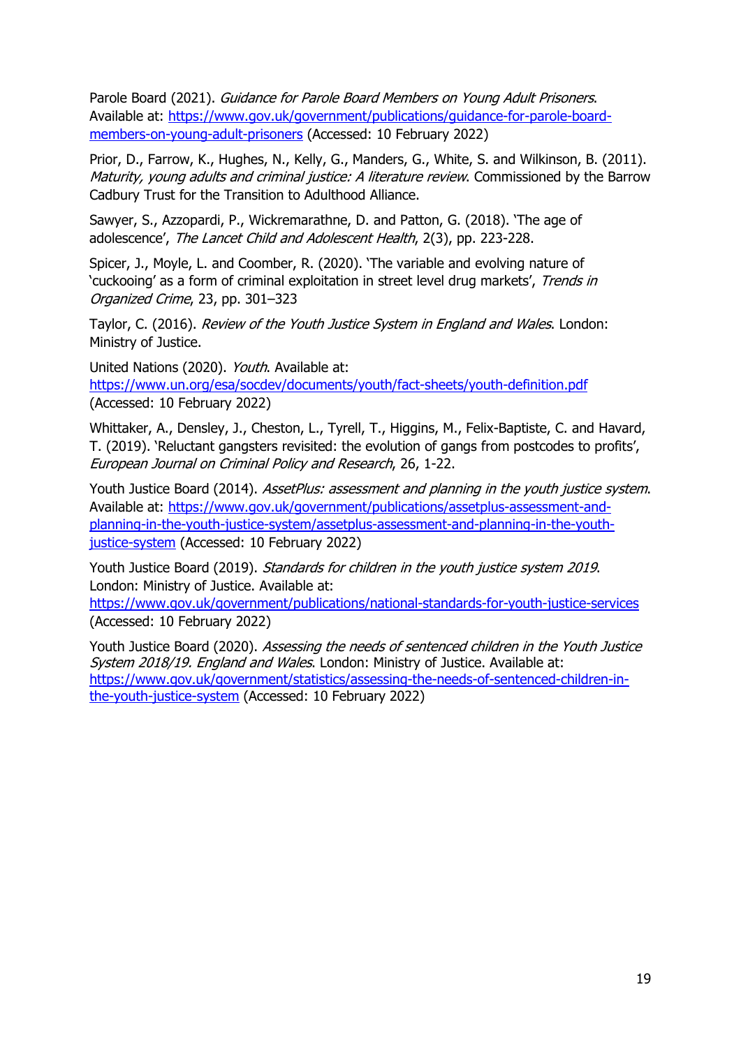Parole Board (2021). *Guidance for Parole Board Members on Young Adult Prisoners*. Available at: [https://www.gov.uk/government/publications/guidance-for-parole-board-members-on-young-adult-prisoners](https://www.gov.uk/government/publications/guidance-for-parole-board-members-on-young-adult-prisoners) (Accessed: 10 February 2022)

Prior, D., Farrow, K., Hughes, N., Kelly, G., Manders, G., White, S. and Wilkinson, B. (2011). *Maturity, young adults and criminal justice: A literature review*. Commissioned by the Barrow Cadbury Trust for the Transition to Adulthood Alliance.

Sawyer, S., Azzopardi, P., Wickremarathne, D. and Patton, G. (2018). 'The age of adolescence', *The Lancet Child and Adolescent Health*, 2(3), pp. 223-228.

Spicer, J., Moyle, L. and Coomber, R. (2020). 'The variable and evolving nature of 'cuckooing' as a form of criminal exploitation in street level drug markets', *Trends in Organized Crime*, 23, pp. 301–323

Taylor, C. (2016). *Review of the Youth Justice System in England and Wales*. London: Ministry of Justice.

United Nations (2020). *Youth*. Available at: [https://www.un.org/esa/socdev/documents/youth/fact-sheets/youth-definition.pdf](https://www.un.org/esa/socdev/documents/youth/fact-sheets/youth-definition.pdf) (Accessed: 10 February 2022)

Whittaker, A., Densley, J., Cheston, L., Tyrell, T., Higgins, M., Felix-Baptiste, C. and Havard, T. (2019). 'Reluctant gangsters revisited: the evolution of gangs from postcodes to profits', *European Journal on Criminal Policy and Research*, 26, 1-22.

Youth Justice Board (2014). *AssetPlus: assessment and planning in the youth justice system*. Available at: [https://www.gov.uk/government/publications/assetplus-assessment-and-planning-in-the-youth-justice-system/assetplus-assessment-and-planning-in-the-youth-justice-system](https://www.gov.uk/government/publications/assetplus-assessment-and-planning-in-the-youth-justice-system/assetplus-assessment-and-planning-in-the-youth-justice-system) (Accessed: 10 February 2022)

Youth Justice Board (2019). *Standards for children in the youth justice system 2019*. London: Ministry of Justice. Available at: [https://www.gov.uk/government/publications/national-standards-for-youth-justice-services](https://www.gov.uk/government/publications/national-standards-for-youth-justice-services) (Accessed: 10 February 2022)

Youth Justice Board (2020). *Assessing the needs of sentenced children in the Youth Justice System 2018/19. England and Wales*. London: Ministry of Justice. Available at: [https://www.gov.uk/government/statistics/assessing-the-needs-of-sentenced-children-in-the-youth-justice-system](https://www.gov.uk/government/statistics/assessing-the-needs-of-sentenced-children-in-the-youth-justice-system) (Accessed: 10 February 2022)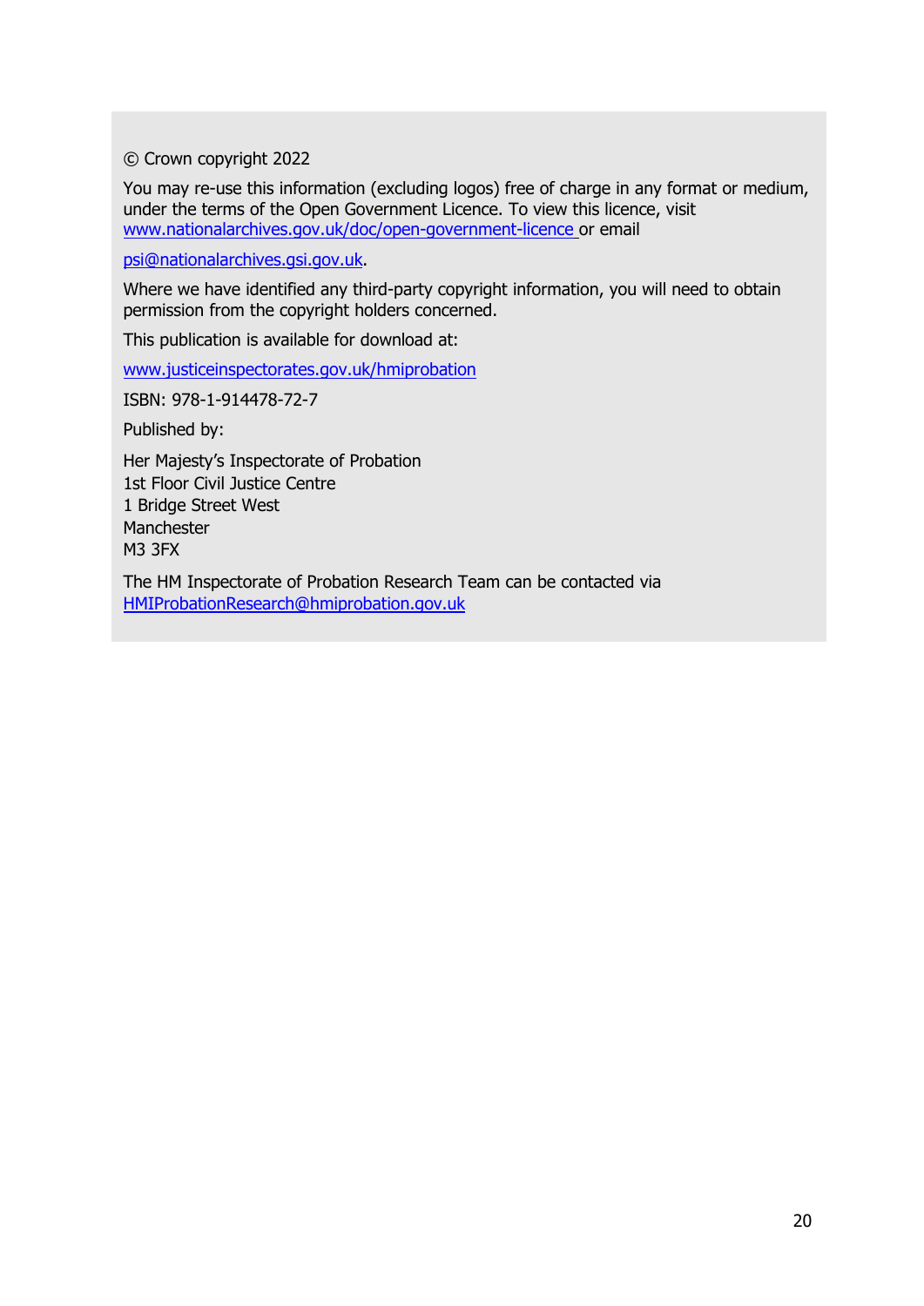© Crown copyright 2022

You may re-use this information (excluding logos) free of charge in any format or medium, under the terms of the Open Government Licence. To view this licence, visit www.nationalarchives.gov.uk/doc/open-government-licence or email

psi@nationalarchives.gsi.gov.uk.

Where we have identified any third-party copyright information, you will need to obtain permission from the copyright holders concerned.

This publication is available for download at:

www.justiceinspectorates.gov.uk/hmiprobation

ISBN: 978-1-914478-72-7

Published by:

Her Majesty's Inspectorate of Probation
1st Floor Civil Justice Centre
1 Bridge Street West
Manchester
M3 3FX

The HM Inspectorate of Probation Research Team can be contacted via HMIProbationResearch@hmiprobation.gov.uk